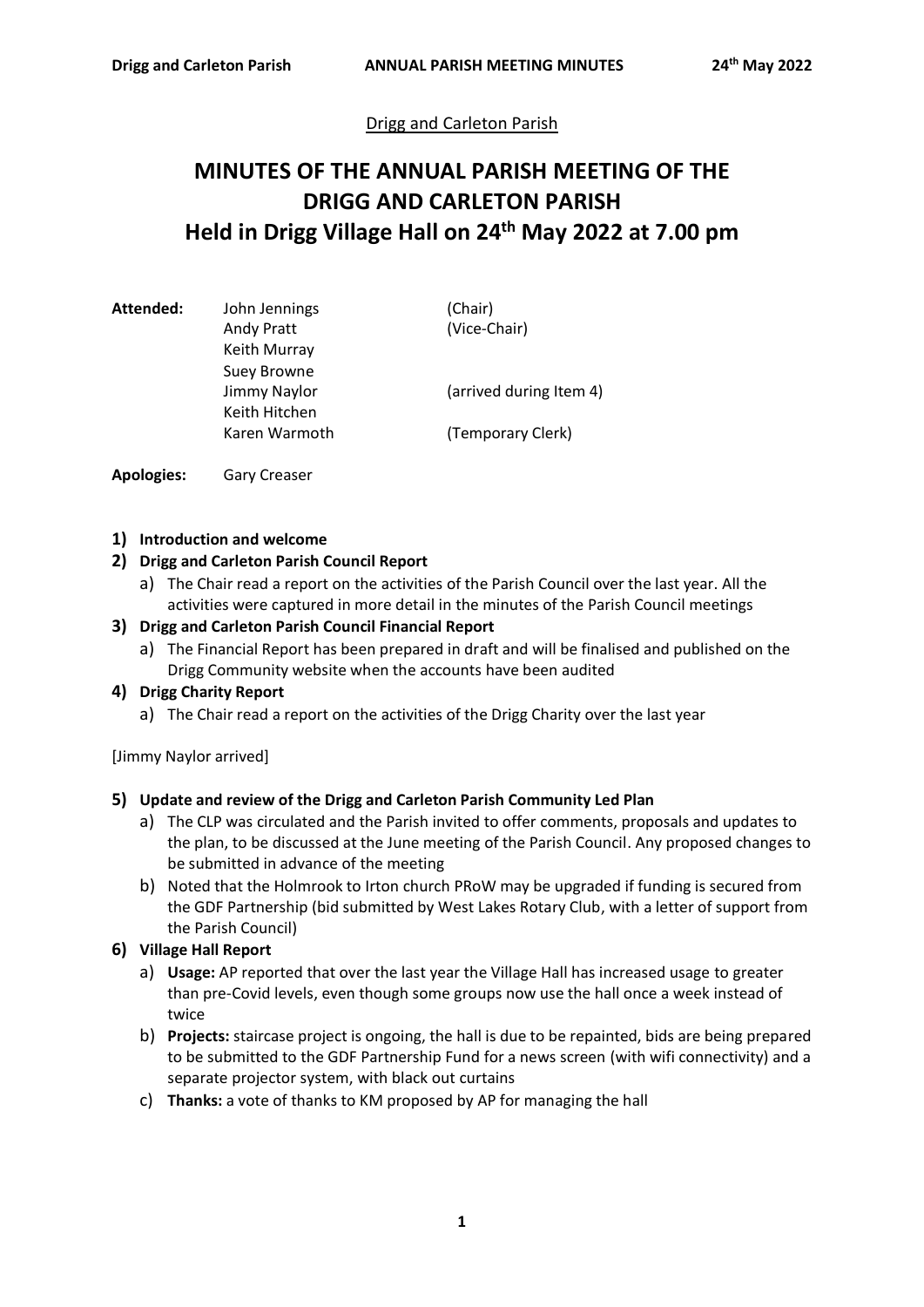Drigg and Carleton Parish

# MINUTES OF THE ANNUAL PARISH MEETING OF THE DRIGG AND CARLETON PARISH
# Held in Drigg Village Hall on 24th May 2022 at 7.00 pm

| **Attended:** | John Jennings | (Chair) |
|---|---|---|
| | Andy Pratt | (Vice-Chair) |
| | Keith Murray | |
| | Suey Browne | |
| | Jimmy Naylor | (arrived during Item 4) |
| | Keith Hitchen | |
| | Karen Warmoth | (Temporary Clerk) |

**Apologies:** Gary Creaser

1) **Introduction and welcome**
2) **Drigg and Carleton Parish Council Report**
   a) The Chair read a report on the activities of the Parish Council over the last year. All the activities were captured in more detail in the minutes of the Parish Council meetings
3) **Drigg and Carleton Parish Council Financial Report**
   a) The Financial Report has been prepared in draft and will be finalised and published on the Drigg Community website when the accounts have been audited
4) **Drigg Charity Report**
   a) The Chair read a report on the activities of the Drigg Charity over the last year

[Jimmy Naylor arrived]

5) **Update and review of the Drigg and Carleton Parish Community Led Plan**
   a) The CLP was circulated and the Parish invited to offer comments, proposals and updates to the plan, to be discussed at the June meeting of the Parish Council. Any proposed changes to be submitted in advance of the meeting
   b) Noted that the Holmrook to Irton church PRoW may be upgraded if funding is secured from the GDF Partnership (bid submitted by West Lakes Rotary Club, with a letter of support from the Parish Council)
6) **Village Hall Report**
   a) **Usage:** AP reported that over the last year the Village Hall has increased usage to greater than pre-Covid levels, even though some groups now use the hall once a week instead of twice
   b) **Projects:** staircase project is ongoing, the hall is due to be repainted, bids are being prepared to be submitted to the GDF Partnership Fund for a news screen (with wifi connectivity) and a separate projector system, with black out curtains
   c) **Thanks:** a vote of thanks to KM proposed by AP for managing the hall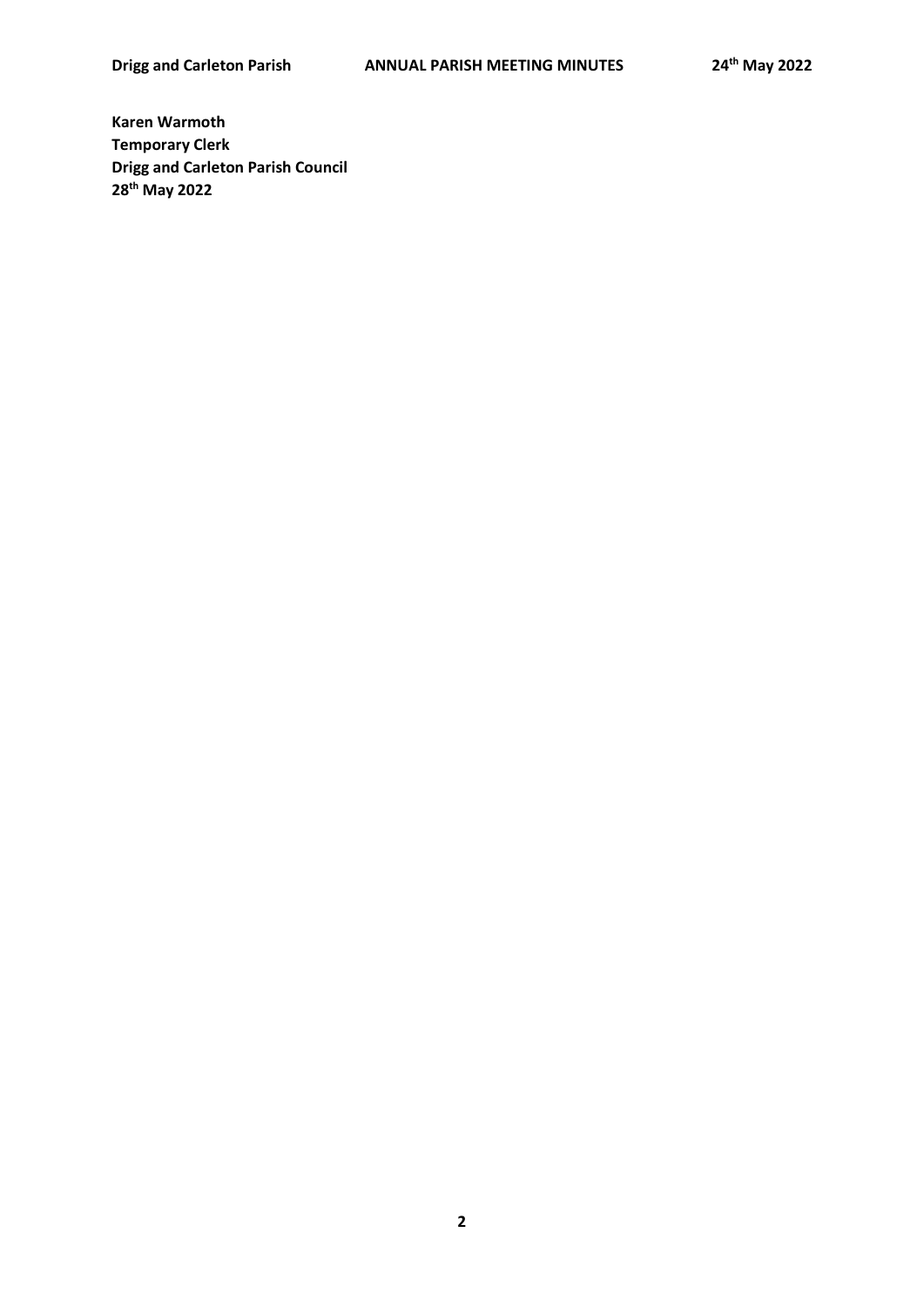**Karen Warmoth**
**Temporary Clerk**
**Drigg and Carleton Parish Council**
**28th May 2022**